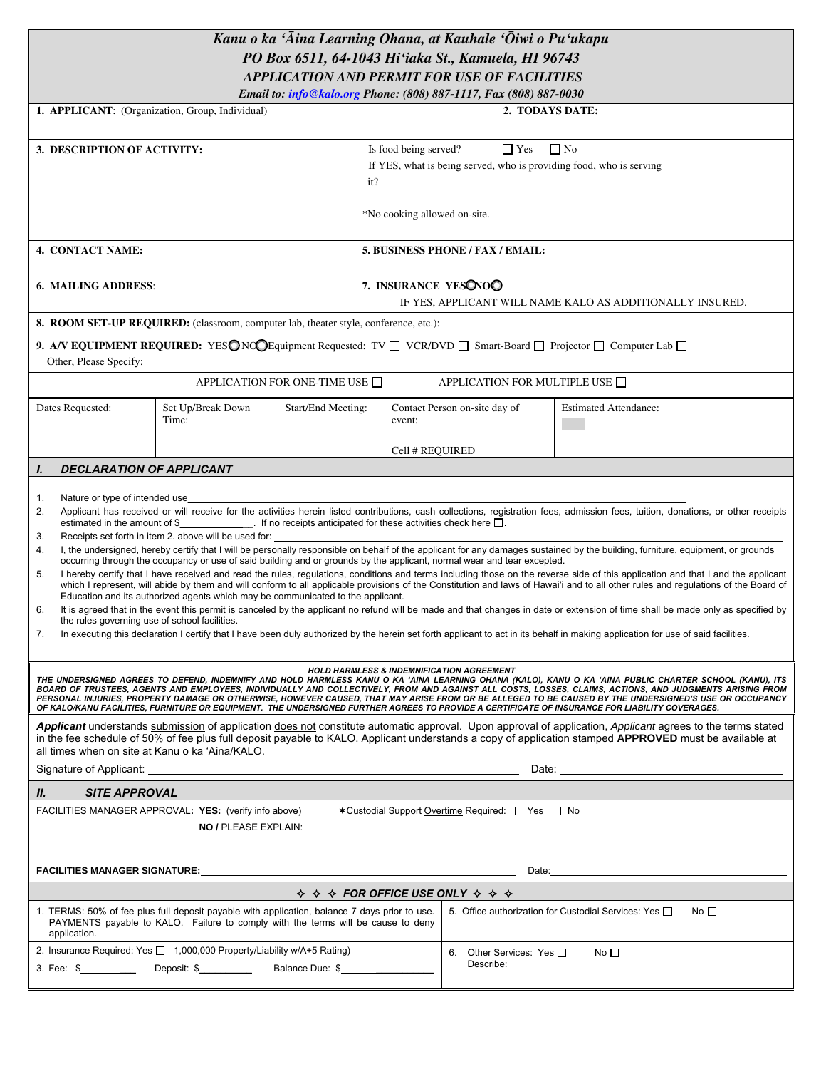***Kanu o ka ʻĀina Learning Ohana, at Kauhale ʻŌiwi o Puʻukapu***
***PO Box 6511, 64-1043 Hiʻiaka St., Kamuela, HI 96743***
***APPLICATION AND PERMIT FOR USE OF FACILITIES***
***Email to: info@kalo.org Phone: (808) 887-1117, Fax (808) 887-0030***

| | |
|---|---|
| **1. APPLICANT**: (Organization, Group, Individual) | **2. TODAYS DATE:** |
| **3. DESCRIPTION OF ACTIVITY:** | Is food being served? ☐ Yes ☐ No<br>If YES, what is being served, who is providing food, who is serving it?<br><br>*No cooking allowed on-site. |
| **4. CONTACT NAME:** | **5. BUSINESS PHONE / FAX / EMAIL:** |
| **6. MAILING ADDRESS**: | **7. INSURANCE YES○NO○**<br>IF YES, APPLICANT WILL NAME KALO AS ADDITIONALLY INSURED. |

**8. ROOM SET-UP REQUIRED:** (classroom, computer lab, theater style, conference, etc.):

**9. A/V EQUIPMENT REQUIRED:** YES○ NO○ Equipment Requested: TV ☐ VCR/DVD ☐ Smart-Board ☐ Projector ☐ Computer Lab ☐
Other, Please Specify:

APPLICATION FOR ONE-TIME USE ☐ APPLICATION FOR MULTIPLE USE ☐

| Dates Requested: | Set Up/Break Down Time: | Start/End Meeting: | Contact Person on-site day of event:<br><br>Cell # REQUIRED | Estimated Attendance: |
|---|---|---|---|---|

## *I. DECLARATION OF APPLICANT*

1. Nature or type of intended use\_\_\_\_\_\_\_\_\_\_\_\_\_\_\_\_\_\_\_\_\_\_\_\_\_\_\_\_\_\_\_\_\_\_\_\_\_\_\_\_
2. Applicant has received or will receive for the activities herein listed contributions, cash collections, registration fees, admission fees, tuition, donations, or other receipts estimated in the amount of $\_\_\_\_\_\_\_\_\_\_\_\_\_. If no receipts anticipated for these activities check here ☐.
3. Receipts set forth in item 2. above will be used for: \_\_\_\_\_\_\_\_\_\_\_\_\_\_\_\_\_\_\_\_\_\_\_\_\_\_\_\_\_\_\_\_\_\_\_\_\_\_\_\_
4. I, the undersigned, hereby certify that I will be personally responsible on behalf of the applicant for any damages sustained by the building, furniture, equipment, or grounds occurring through the occupancy or use of said building and or grounds by the applicant, normal wear and tear excepted.
5. I hereby certify that I have received and read the rules, regulations, conditions and terms including those on the reverse side of this application and that I and the applicant which I represent, will abide by them and will conform to all applicable provisions of the Constitution and laws of Hawaiʻi and to all other rules and regulations of the Board of Education and its authorized agents which may be communicated to the applicant.
6. It is agreed that in the event this permit is canceled by the applicant no refund will be made and that changes in date or extension of time shall be made only as specified by the rules governing use of school facilities.
7. In executing this declaration I certify that I have been duly authorized by the herein set forth applicant to act in its behalf in making application for use of said facilities.

***HOLD HARMLESS & INDEMNIFICATION AGREEMENT***
***THE UNDERSIGNED AGREES TO DEFEND, INDEMNIFY AND HOLD HARMLESS KANU O KA ʻAINA LEARNING OHANA (KALO), KANU O KA ʻAINA PUBLIC CHARTER SCHOOL (KANU), ITS BOARD OF TRUSTEES, AGENTS AND EMPLOYEES, INDIVIDUALLY AND COLLECTIVELY, FROM AND AGAINST ALL COSTS, LOSSES, CLAIMS, ACTIONS, AND JUDGMENTS ARISING FROM PERSONAL INJURIES, PROPERTY DAMAGE OR OTHERWISE, HOWEVER CAUSED, THAT MAY ARISE FROM OR BE ALLEGED TO BE CAUSED BY THE UNDERSIGNED'S USE OR OCCUPANCY OF KALO/KANU FACILITIES, FURNITURE OR EQUIPMENT. THE UNDERSIGNED FURTHER AGREES TO PROVIDE A CERTIFICATE OF INSURANCE FOR LIABILITY COVERAGES.***

***Applicant*** understands submission of application does not constitute automatic approval. Upon approval of application, *Applicant* agrees to the terms stated in the fee schedule of 50% of fee plus full deposit payable to KALO. Applicant understands a copy of application stamped **APPROVED** must be available at all times when on site at Kanu o ka ʻAina/KALO.

Signature of Applicant: \_\_\_\_\_\_\_\_\_\_\_\_\_\_\_\_\_\_\_\_\_\_\_\_\_\_\_\_ Date: \_\_\_\_\_\_\_\_\_\_\_\_\_\_\_\_

## *II. SITE APPROVAL*

FACILITIES MANAGER APPROVAL**: YES:** (verify info above) ∗Custodial Support Overtime Required: ☐ Yes ☐ No

**NO /** PLEASE EXPLAIN:

**FACILITIES MANAGER SIGNATURE:**\_\_\_\_\_\_\_\_\_\_\_\_\_\_\_\_\_\_\_\_\_\_\_\_\_\_\_\_ Date:\_\_\_\_\_\_\_\_\_\_\_\_\_\_\_\_

***✧ ✧ ✧ FOR OFFICE USE ONLY ✧ ✧ ✧***

| | |
|---|---|
| 1. TERMS: 50% of fee plus full deposit payable with application, balance 7 days prior to use. PAYMENTS payable to KALO. Failure to comply with the terms will be cause to deny application. | 5. Office authorization for Custodial Services: Yes ☐ No ☐ |
| 2. Insurance Required: Yes ☐ 1,000,000 Property/Liability w/A+5 Rating)<br>3. Fee: $\_\_\_\_\_\_\_\_ Deposit: $\_\_\_\_\_\_\_\_ Balance Due: $\_\_\_\_\_\_\_\_ | 6. Other Services: Yes ☐ No ☐<br>Describe: |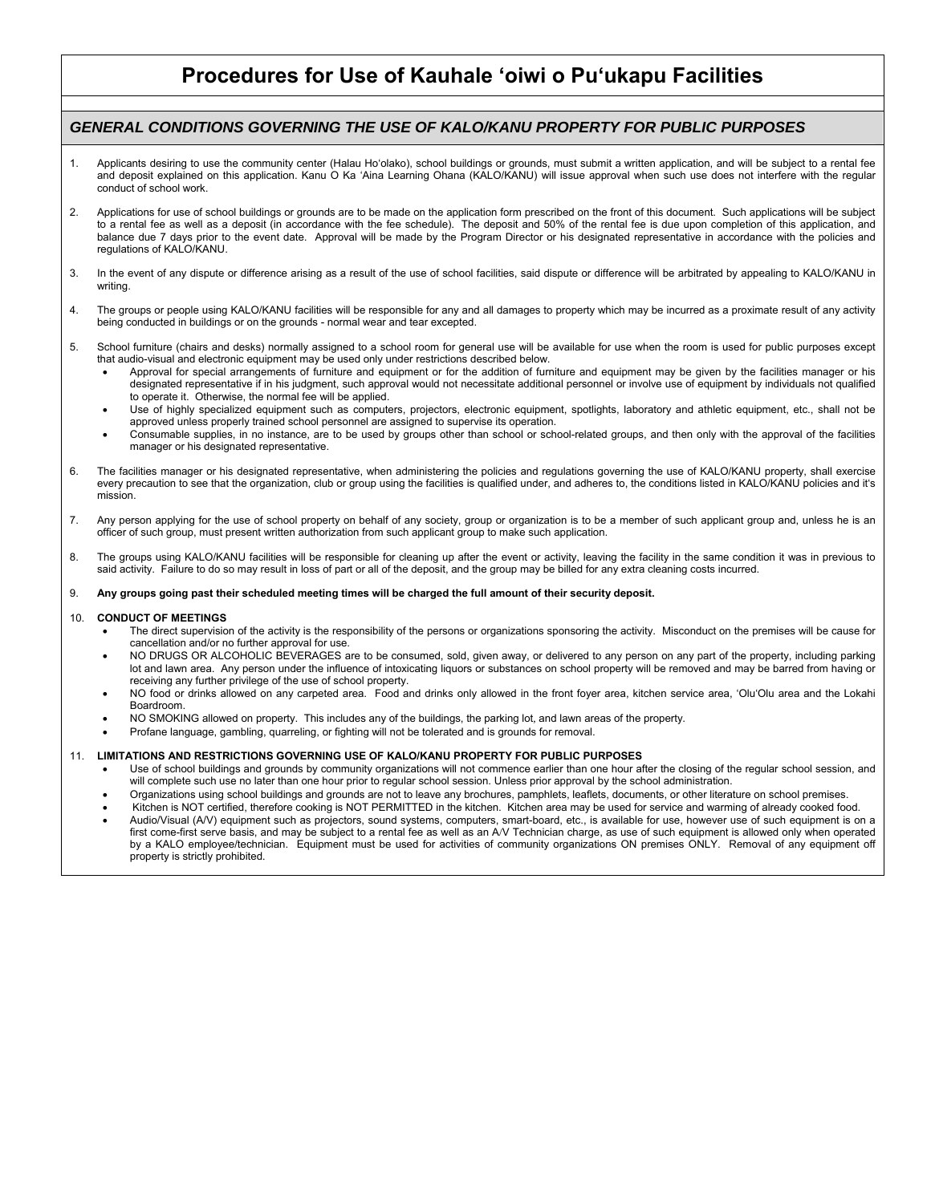# Procedures for Use of Kauhale ʻoiwi o Puʻukapu Facilities

## *GENERAL CONDITIONS GOVERNING THE USE OF KALO/KANU PROPERTY FOR PUBLIC PURPOSES*

1. Applicants desiring to use the community center (Halau Hoʻolako), school buildings or grounds, must submit a written application, and will be subject to a rental fee and deposit explained on this application. Kanu O Ka ʻAina Learning Ohana (KALO/KANU) will issue approval when such use does not interfere with the regular conduct of school work.

2. Applications for use of school buildings or grounds are to be made on the application form prescribed on the front of this document. Such applications will be subject to a rental fee as well as a deposit (in accordance with the fee schedule). The deposit and 50% of the rental fee is due upon completion of this application, and balance due 7 days prior to the event date. Approval will be made by the Program Director or his designated representative in accordance with the policies and regulations of KALO/KANU.

3. In the event of any dispute or difference arising as a result of the use of school facilities, said dispute or difference will be arbitrated by appealing to KALO/KANU in writing.

4. The groups or people using KALO/KANU facilities will be responsible for any and all damages to property which may be incurred as a proximate result of any activity being conducted in buildings or on the grounds - normal wear and tear excepted.

5. School furniture (chairs and desks) normally assigned to a school room for general use will be available for use when the room is used for public purposes except that audio-visual and electronic equipment may be used only under restrictions described below.
   - Approval for special arrangements of furniture and equipment or for the addition of furniture and equipment may be given by the facilities manager or his designated representative if in his judgment, such approval would not necessitate additional personnel or involve use of equipment by individuals not qualified to operate it. Otherwise, the normal fee will be applied.
   - Use of highly specialized equipment such as computers, projectors, electronic equipment, spotlights, laboratory and athletic equipment, etc., shall not be approved unless properly trained school personnel are assigned to supervise its operation.
   - Consumable supplies, in no instance, are to be used by groups other than school or school-related groups, and then only with the approval of the facilities manager or his designated representative.

6. The facilities manager or his designated representative, when administering the policies and regulations governing the use of KALO/KANU property, shall exercise every precaution to see that the organization, club or group using the facilities is qualified under, and adheres to, the conditions listed in KALO/KANU policies and it's mission.

7. Any person applying for the use of school property on behalf of any society, group or organization is to be a member of such applicant group and, unless he is an officer of such group, must present written authorization from such applicant group to make such application.

8. The groups using KALO/KANU facilities will be responsible for cleaning up after the event or activity, leaving the facility in the same condition it was in previous to said activity. Failure to do so may result in loss of part or all of the deposit, and the group may be billed for any extra cleaning costs incurred.

9. **Any groups going past their scheduled meeting times will be charged the full amount of their security deposit.**

10. **CONDUCT OF MEETINGS**
    - The direct supervision of the activity is the responsibility of the persons or organizations sponsoring the activity. Misconduct on the premises will be cause for cancellation and/or no further approval for use.
    - NO DRUGS OR ALCOHOLIC BEVERAGES are to be consumed, sold, given away, or delivered to any person on any part of the property, including parking lot and lawn area. Any person under the influence of intoxicating liquors or substances on school property will be removed and may be barred from having or receiving any further privilege of the use of school property.
    - NO food or drinks allowed on any carpeted area. Food and drinks only allowed in the front foyer area, kitchen service area, ʻOluʻOlu area and the Lokahi Boardroom.
    - NO SMOKING allowed on property. This includes any of the buildings, the parking lot, and lawn areas of the property.
    - Profane language, gambling, quarreling, or fighting will not be tolerated and is grounds for removal.

11. **LIMITATIONS AND RESTRICTIONS GOVERNING USE OF KALO/KANU PROPERTY FOR PUBLIC PURPOSES**
    - Use of school buildings and grounds by community organizations will not commence earlier than one hour after the closing of the regular school session, and will complete such use no later than one hour prior to regular school session. Unless prior approval by the school administration.
    - Organizations using school buildings and grounds are not to leave any brochures, pamphlets, leaflets, documents, or other literature on school premises.
    - Kitchen is NOT certified, therefore cooking is NOT PERMITTED in the kitchen. Kitchen area may be used for service and warming of already cooked food.
    - Audio/Visual (A/V) equipment such as projectors, sound systems, computers, smart-board, etc., is available for use, however use of such equipment is on a first come-first serve basis, and may be subject to a rental fee as well as an A/V Technician charge, as use of such equipment is allowed only when operated by a KALO employee/technician. Equipment must be used for activities of community organizations ON premises ONLY. Removal of any equipment off property is strictly prohibited.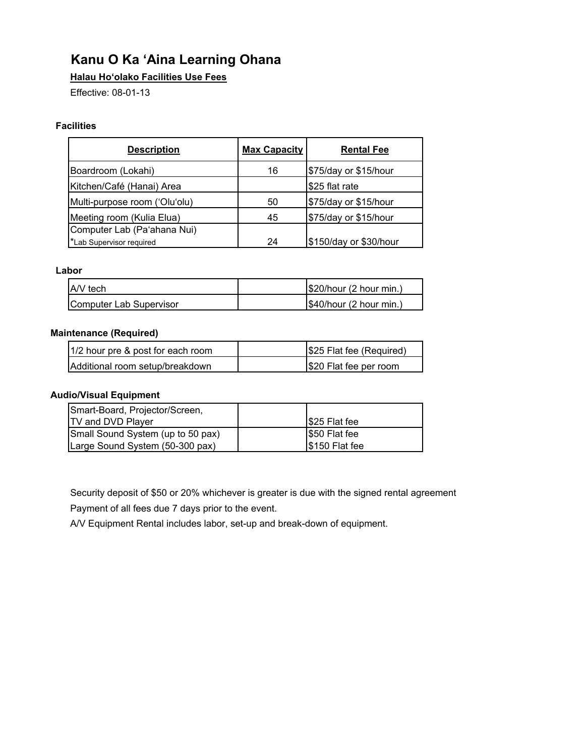# Kanu O Ka ʻAina Learning Ohana

**Halau Hoʻolako Facilities Use Fees**

Effective: 08-01-13

### Facilities

| Description | Max Capacity | Rental Fee |
|---|---|---|
| Boardroom (Lokahi) | 16 | $75/day or $15/hour |
| Kitchen/Café (Hanai) Area | | $25 flat rate |
| Multi-purpose room (ʻOluʻolu) | 50 | $75/day or $15/hour |
| Meeting room (Kulia Elua) | 45 | $75/day or $15/hour |
| Computer Lab (Paʻahana Nui) *Lab Supervisor required | 24 | $150/day or $30/hour |

### Labor

| | | |
|---|---|---|
| A/V tech | | $20/hour (2 hour min.) |
| Computer Lab Supervisor | | $40/hour (2 hour min.) |

### Maintenance (Required)

| | | |
|---|---|---|
| 1/2 hour pre & post for each room | | $25 Flat fee (Required) |
| Additional room setup/breakdown | | $20 Flat fee per room |

### Audio/Visual Equipment

| | | |
|---|---|---|
| Smart-Board, Projector/Screen, TV and DVD Player | | $25 Flat fee |
| Small Sound System (up to 50 pax) | | $50 Flat fee |
| Large Sound System (50-300 pax) | | $150 Flat fee |

Security deposit of $50 or 20% whichever is greater is due with the signed rental agreement

Payment of all fees due 7 days prior to the event.

A/V Equipment Rental includes labor, set-up and break-down of equipment.